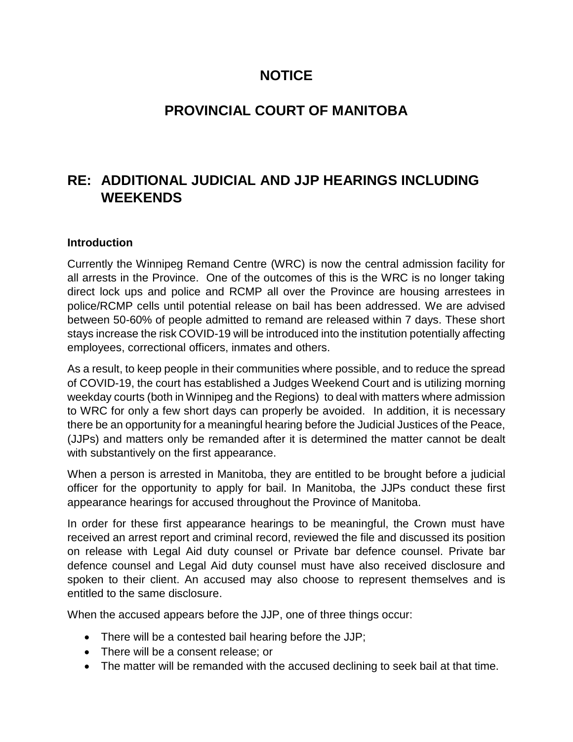# NOTICE

# PROVINCIAL COURT OF MANITOBA

## RE: ADDITIONAL JUDICIAL AND JJP HEARINGS INCLUDING WEEKENDS

**Introduction**

Currently the Winnipeg Remand Centre (WRC) is now the central admission facility for all arrests in the Province. One of the outcomes of this is the WRC is no longer taking direct lock ups and police and RCMP all over the Province are housing arrestees in police/RCMP cells until potential release on bail has been addressed. We are advised between 50-60% of people admitted to remand are released within 7 days. These short stays increase the risk COVID-19 will be introduced into the institution potentially affecting employees, correctional officers, inmates and others.

As a result, to keep people in their communities where possible, and to reduce the spread of COVID-19, the court has established a Judges Weekend Court and is utilizing morning weekday courts (both in Winnipeg and the Regions) to deal with matters where admission to WRC for only a few short days can properly be avoided. In addition, it is necessary there be an opportunity for a meaningful hearing before the Judicial Justices of the Peace, (JJPs) and matters only be remanded after it is determined the matter cannot be dealt with substantively on the first appearance.

When a person is arrested in Manitoba, they are entitled to be brought before a judicial officer for the opportunity to apply for bail. In Manitoba, the JJPs conduct these first appearance hearings for accused throughout the Province of Manitoba.

In order for these first appearance hearings to be meaningful, the Crown must have received an arrest report and criminal record, reviewed the file and discussed its position on release with Legal Aid duty counsel or Private bar defence counsel. Private bar defence counsel and Legal Aid duty counsel must have also received disclosure and spoken to their client. An accused may also choose to represent themselves and is entitled to the same disclosure.

When the accused appears before the JJP, one of three things occur:

- There will be a contested bail hearing before the JJP;
- There will be a consent release; or
- The matter will be remanded with the accused declining to seek bail at that time.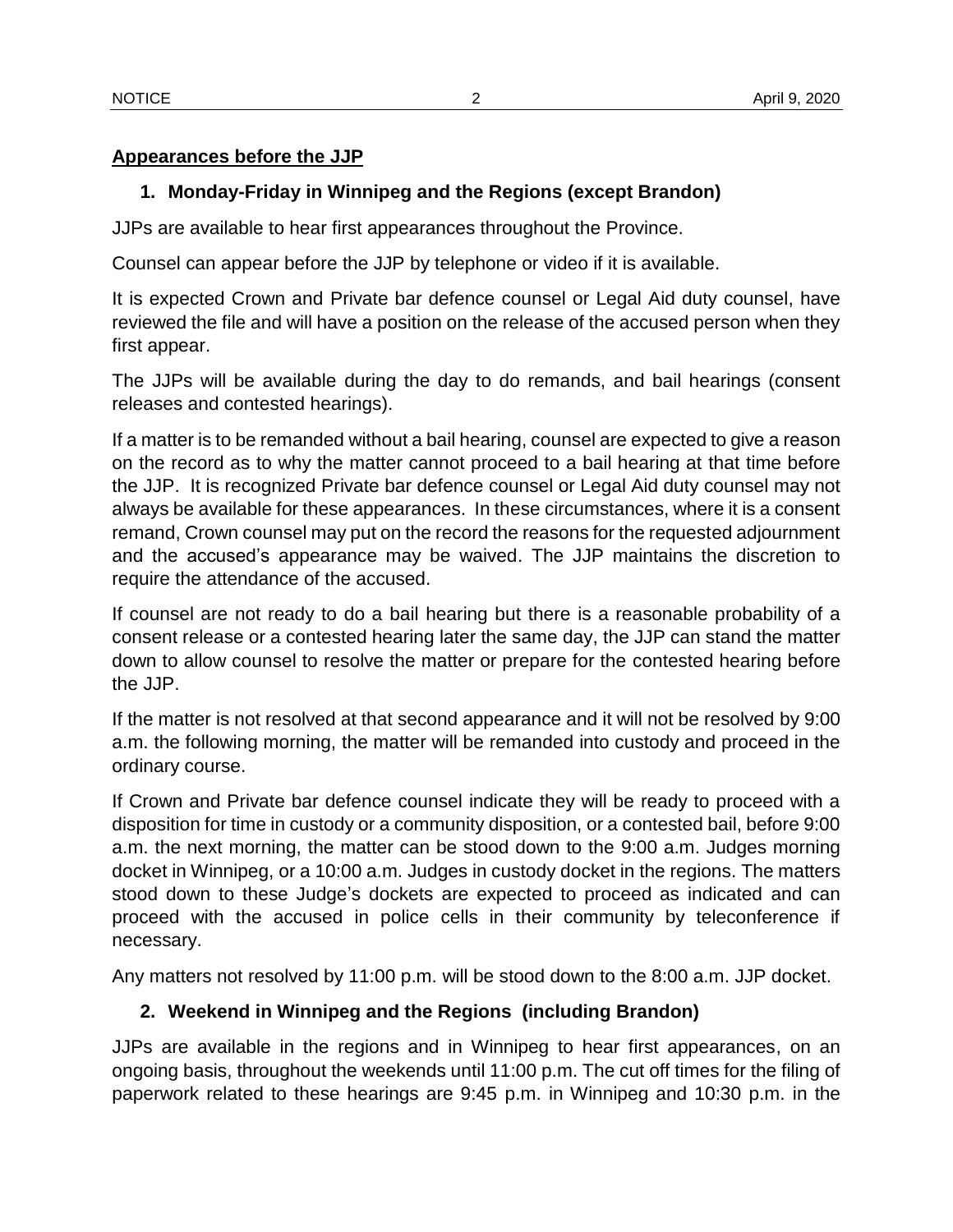**Appearances before the JJP**

### 1. Monday-Friday in Winnipeg and the Regions (except Brandon)

JJPs are available to hear first appearances throughout the Province.

Counsel can appear before the JJP by telephone or video if it is available.

It is expected Crown and Private bar defence counsel or Legal Aid duty counsel, have reviewed the file and will have a position on the release of the accused person when they first appear.

The JJPs will be available during the day to do remands, and bail hearings (consent releases and contested hearings).

If a matter is to be remanded without a bail hearing, counsel are expected to give a reason on the record as to why the matter cannot proceed to a bail hearing at that time before the JJP. It is recognized Private bar defence counsel or Legal Aid duty counsel may not always be available for these appearances. In these circumstances, where it is a consent remand, Crown counsel may put on the record the reasons for the requested adjournment and the accused's appearance may be waived. The JJP maintains the discretion to require the attendance of the accused.

If counsel are not ready to do a bail hearing but there is a reasonable probability of a consent release or a contested hearing later the same day, the JJP can stand the matter down to allow counsel to resolve the matter or prepare for the contested hearing before the JJP.

If the matter is not resolved at that second appearance and it will not be resolved by 9:00 a.m. the following morning, the matter will be remanded into custody and proceed in the ordinary course.

If Crown and Private bar defence counsel indicate they will be ready to proceed with a disposition for time in custody or a community disposition, or a contested bail, before 9:00 a.m. the next morning, the matter can be stood down to the 9:00 a.m. Judges morning docket in Winnipeg, or a 10:00 a.m. Judges in custody docket in the regions. The matters stood down to these Judge's dockets are expected to proceed as indicated and can proceed with the accused in police cells in their community by teleconference if necessary.

Any matters not resolved by 11:00 p.m. will be stood down to the 8:00 a.m. JJP docket.

### 2. Weekend in Winnipeg and the Regions (including Brandon)

JJPs are available in the regions and in Winnipeg to hear first appearances, on an ongoing basis, throughout the weekends until 11:00 p.m. The cut off times for the filing of paperwork related to these hearings are 9:45 p.m. in Winnipeg and 10:30 p.m. in the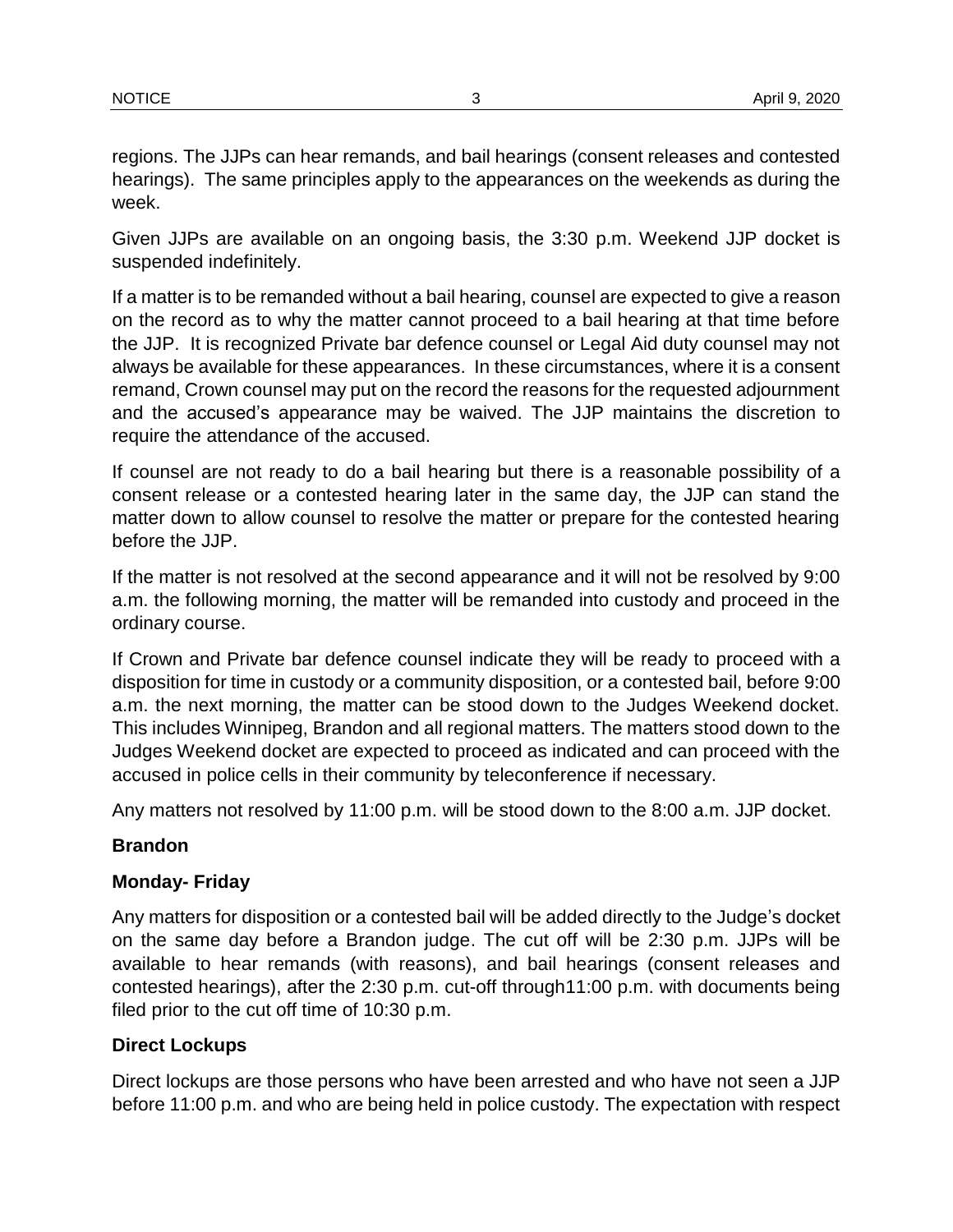regions. The JJPs can hear remands, and bail hearings (consent releases and contested hearings). The same principles apply to the appearances on the weekends as during the week.

Given JJPs are available on an ongoing basis, the 3:30 p.m. Weekend JJP docket is suspended indefinitely.

If a matter is to be remanded without a bail hearing, counsel are expected to give a reason on the record as to why the matter cannot proceed to a bail hearing at that time before the JJP. It is recognized Private bar defence counsel or Legal Aid duty counsel may not always be available for these appearances. In these circumstances, where it is a consent remand, Crown counsel may put on the record the reasons for the requested adjournment and the accused's appearance may be waived. The JJP maintains the discretion to require the attendance of the accused.

If counsel are not ready to do a bail hearing but there is a reasonable possibility of a consent release or a contested hearing later in the same day, the JJP can stand the matter down to allow counsel to resolve the matter or prepare for the contested hearing before the JJP.

If the matter is not resolved at the second appearance and it will not be resolved by 9:00 a.m. the following morning, the matter will be remanded into custody and proceed in the ordinary course.

If Crown and Private bar defence counsel indicate they will be ready to proceed with a disposition for time in custody or a community disposition, or a contested bail, before 9:00 a.m. the next morning, the matter can be stood down to the Judges Weekend docket. This includes Winnipeg, Brandon and all regional matters. The matters stood down to the Judges Weekend docket are expected to proceed as indicated and can proceed with the accused in police cells in their community by teleconference if necessary.

Any matters not resolved by 11:00 p.m. will be stood down to the 8:00 a.m. JJP docket.

**Brandon**

**Monday- Friday**

Any matters for disposition or a contested bail will be added directly to the Judge's docket on the same day before a Brandon judge. The cut off will be 2:30 p.m. JJPs will be available to hear remands (with reasons), and bail hearings (consent releases and contested hearings), after the 2:30 p.m. cut-off through11:00 p.m. with documents being filed prior to the cut off time of 10:30 p.m.

**Direct Lockups**

Direct lockups are those persons who have been arrested and who have not seen a JJP before 11:00 p.m. and who are being held in police custody. The expectation with respect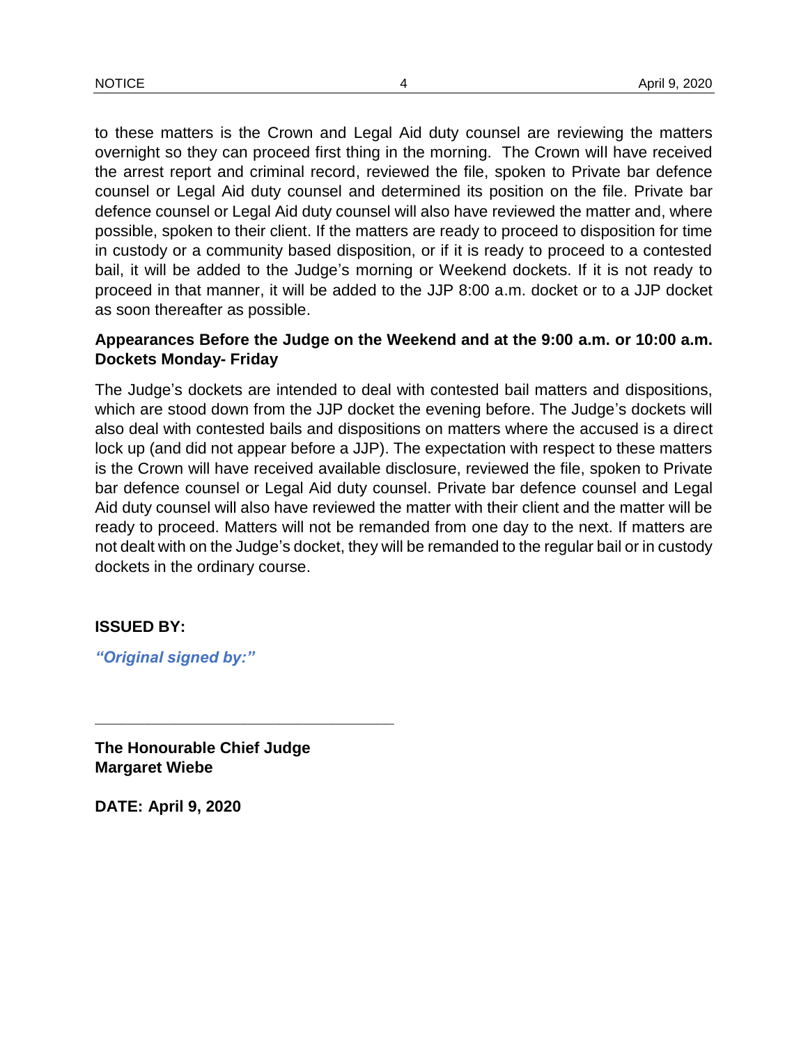to these matters is the Crown and Legal Aid duty counsel are reviewing the matters overnight so they can proceed first thing in the morning. The Crown will have received the arrest report and criminal record, reviewed the file, spoken to Private bar defence counsel or Legal Aid duty counsel and determined its position on the file. Private bar defence counsel or Legal Aid duty counsel will also have reviewed the matter and, where possible, spoken to their client. If the matters are ready to proceed to disposition for time in custody or a community based disposition, or if it is ready to proceed to a contested bail, it will be added to the Judge's morning or Weekend dockets. If it is not ready to proceed in that manner, it will be added to the JJP 8:00 a.m. docket or to a JJP docket as soon thereafter as possible.

**Appearances Before the Judge on the Weekend and at the 9:00 a.m. or 10:00 a.m. Dockets Monday- Friday**

The Judge's dockets are intended to deal with contested bail matters and dispositions, which are stood down from the JJP docket the evening before. The Judge's dockets will also deal with contested bails and dispositions on matters where the accused is a direct lock up (and did not appear before a JJP). The expectation with respect to these matters is the Crown will have received available disclosure, reviewed the file, spoken to Private bar defence counsel or Legal Aid duty counsel. Private bar defence counsel and Legal Aid duty counsel will also have reviewed the matter with their client and the matter will be ready to proceed. Matters will not be remanded from one day to the next. If matters are not dealt with on the Judge's docket, they will be remanded to the regular bail or in custody dockets in the ordinary course.

**ISSUED BY:**

***"Original signed by:"***

___________________________________

**The Honourable Chief Judge**
**Margaret Wiebe**

**DATE: April 9, 2020**